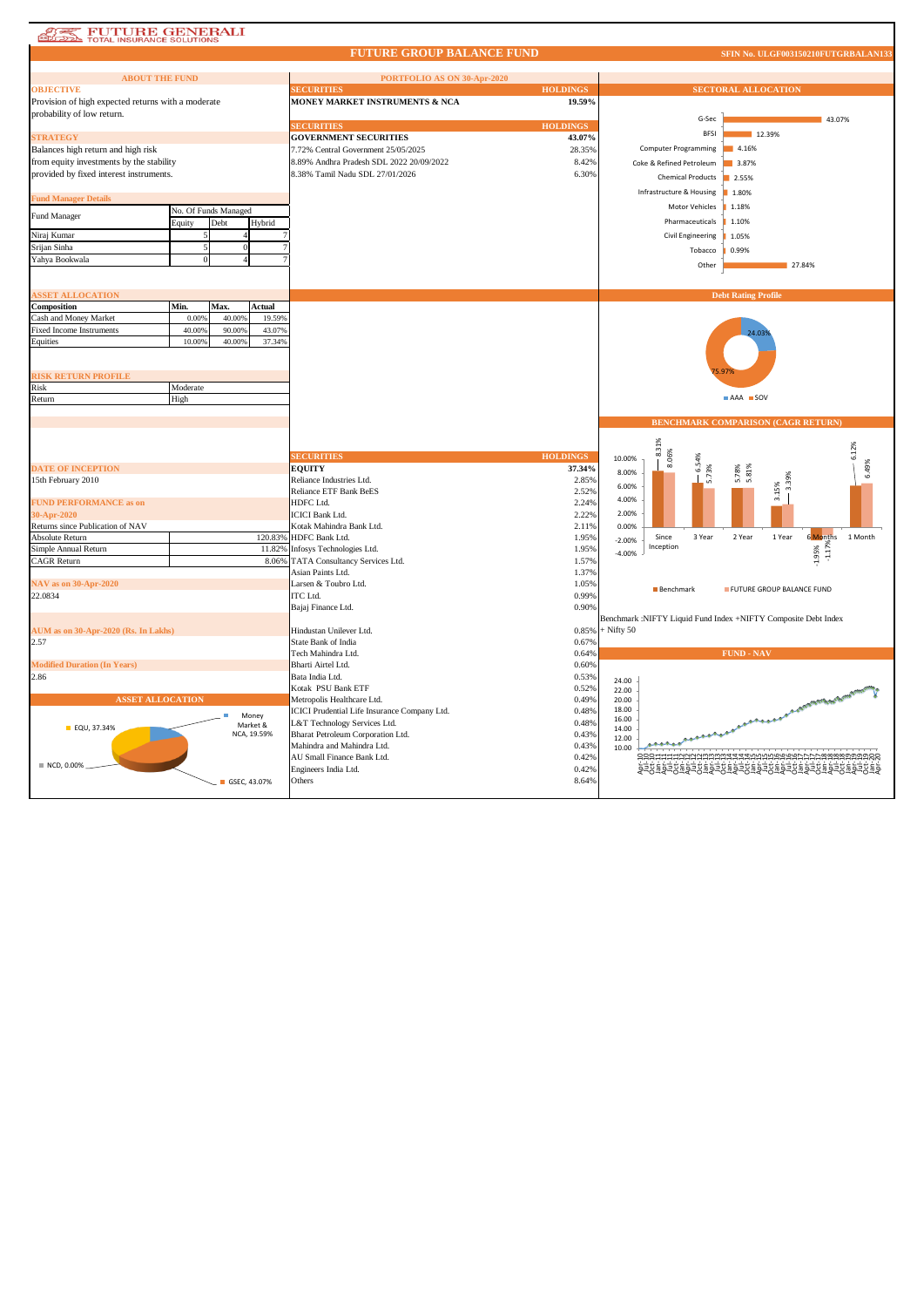FUTURE GENERALI
TOTAL INSURANCE SOLUTIONS

# FUTURE GROUP BALANCE FUND

SFIN No. ULGF003150210FUTGRBALAN133

## ABOUT THE FUND

### OBJECTIVE

Provision of high expected returns with a moderate probability of low return.

### STRATEGY

Balances high return and high risk from equity investments by the stability provided by fixed interest instruments.

### Fund Manager Details

| Fund Manager | No. Of Funds Managed | | |
|---|---|---|---|
| | Equity | Debt | Hybrid |
| Niraj Kumar | 5 | 4 | 7 |
| Srijan Sinha | 5 | 0 | 7 |
| Yahya Bookwala | 0 | 4 | 7 |

### ASSET ALLOCATION

| Composition | Min. | Max. | Actual |
|---|---|---|---|
| Cash and Money Market | 0.00% | 40.00% | 19.59% |
| Fixed Income Instruments | 40.00% | 90.00% | 43.07% |
| Equities | 10.00% | 40.00% | 37.34% |

### RISK RETURN PROFILE

| | |
|---|---|
| Risk | Moderate |
| Return | High |

### DATE OF INCEPTION

15th February 2010

### FUND PERFORMANCE as on 30-Apr-2020

| Returns since Publication of NAV | |
|---|---|
| Absolute Return | 120.83% |
| Simple Annual Return | 11.82% |
| CAGR Return | 8.06% |

### NAV as on 30-Apr-2020

22.0834

### AUM as on 30-Apr-2020 (Rs. In Lakhs)

2.57

### Modified Duration (In Years)

2.86

### ASSET ALLOCATION

EQU, 37.34%; Money Market & NCA, 19.59%; NCD, 0.00%; GSEC, 43.07%

## PORTFOLIO AS ON 30-Apr-2020

| SECURITIES | HOLDINGS |
|---|---|
| MONEY MARKET INSTRUMENTS & NCA | 19.59% |

| SECURITIES | HOLDINGS |
|---|---|
| GOVERNMENT SECURITIES | 43.07% |
| 7.72% Central Government 25/05/2025 | 28.35% |
| 8.89% Andhra Pradesh SDL 2022 20/09/2022 | 8.42% |
| 8.38% Tamil Nadu SDL 27/01/2026 | 6.30% |

| SECURITIES | HOLDINGS |
|---|---|
| EQUITY | 37.34% |
| Reliance Industries Ltd. | 2.85% |
| Reliance ETF Bank BeES | 2.52% |
| HDFC Ltd. | 2.24% |
| ICICI Bank Ltd. | 2.22% |
| Kotak Mahindra Bank Ltd. | 2.11% |
| HDFC Bank Ltd. | 1.95% |
| Infosys Technologies Ltd. | 1.95% |
| TATA Consultancy Services Ltd. | 1.57% |
| Asian Paints Ltd. | 1.37% |
| Larsen & Toubro Ltd. | 1.05% |
| ITC Ltd. | 0.99% |
| Bajaj Finance Ltd. | 0.90% |
| Hindustan Unilever Ltd. | 0.85% |
| State Bank of India | 0.67% |
| Tech Mahindra Ltd. | 0.64% |
| Bharti Airtel Ltd. | 0.60% |
| Bata India Ltd. | 0.53% |
| Kotak PSU Bank ETF | 0.52% |
| Metropolis Healthcare Ltd. | 0.49% |
| ICICI Prudential Life Insurance Company Ltd. | 0.48% |
| L&T Technology Services Ltd. | 0.48% |
| Bharat Petroleum Corporation Ltd. | 0.43% |
| Mahindra and Mahindra Ltd. | 0.43% |
| AU Small Finance Bank Ltd. | 0.42% |
| Engineers India Ltd. | 0.42% |
| Others | 8.64% |

## SECTORAL ALLOCATION

| Sector | Allocation |
|---|---|
| G-Sec | 43.07% |
| BFSI | 12.39% |
| Computer Programming | 4.16% |
| Coke & Refined Petroleum | 3.87% |
| Chemical Products | 2.55% |
| Infrastructure & Housing | 1.80% |
| Motor Vehicles | 1.18% |
| Pharmaceuticals | 1.10% |
| Civil Engineering | 1.05% |
| Tobacco | 0.99% |
| Other | 27.84% |

## Debt Rating Profile

AAA: 24.03%; SOV: 75.97%

## BENCHMARK COMPARISON (CAGR RETURN)

| | Since Inception | 3 Year | 2 Year | 1 Year | 6 Months | 1 Month |
|---|---|---|---|---|---|---|
| Benchmark | 8.31% | 6.54% | 5.78% | 3.15% | -1.95% | 6.12% |
| FUTURE GROUP BALANCE FUND | 8.06% | 5.73% | 5.81% | 3.39% | -1.17% | 6.49% |

Benchmark :NIFTY Liquid Fund Index +NIFTY Composite Debt Index + Nifty 50

## FUND - NAV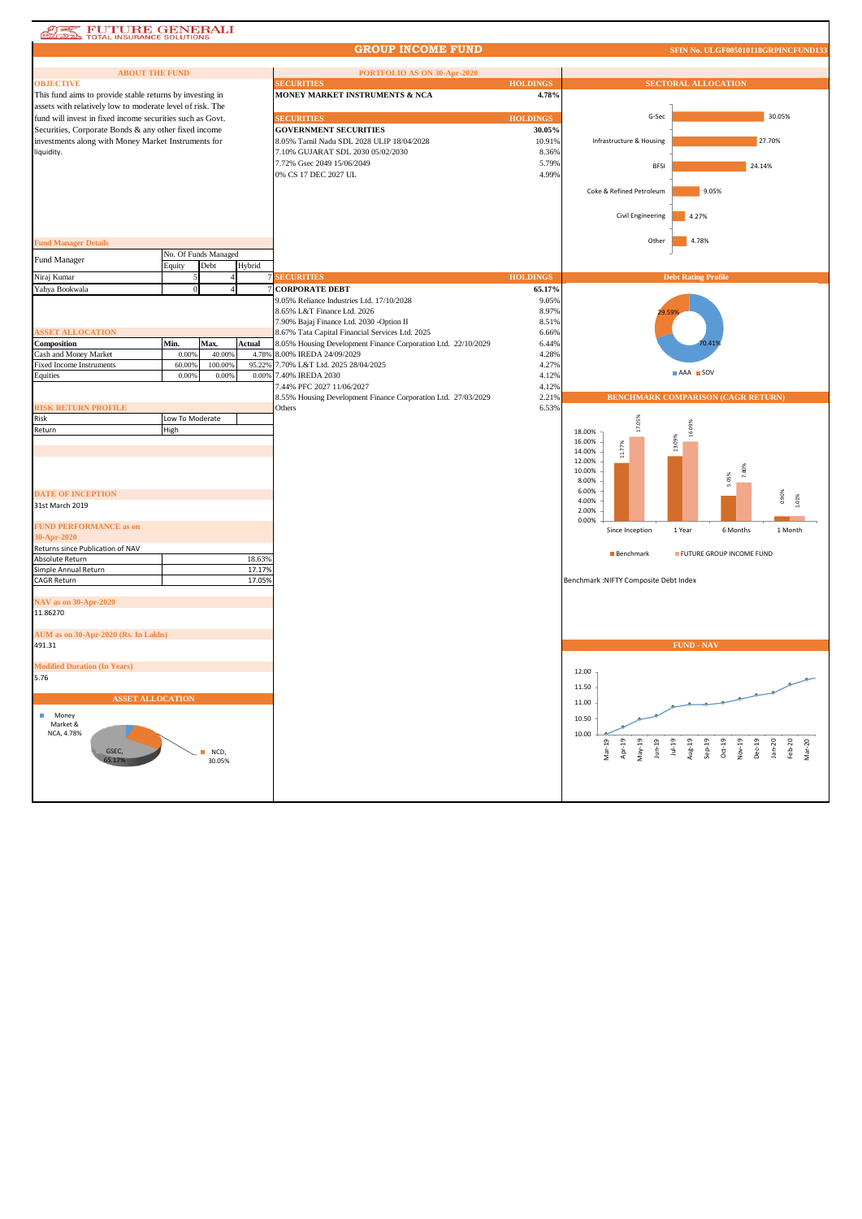# FUTURE GENERALI
TOTAL INSURANCE SOLUTIONS

## GROUP INCOME FUND

SFIN No. ULGF005010118GRPINCFUND133

### ABOUT THE FUND

**OBJECTIVE**

This fund aims to provide stable returns by investing in assets with relatively low to moderate level of risk. The fund will invest in fixed income securities such as Govt. Securities, Corporate Bonds & any other fixed income investments along with Money Market Instruments for liquidity.

**Fund Manager Details**

| Fund Manager | No. Of Funds Managed | | |
|---|---|---|---|
| | Equity | Debt | Hybrid |
| Niraj Kumar | 5 | 4 | 7 |
| Yahya Bookwala | 0 | 4 | 7 |

**ASSET ALLOCATION**

| Composition | Min. | Max. | Actual |
|---|---|---|---|
| Cash and Money Market | 0.00% | 40.00% | 4.78% |
| Fixed Income Instruments | 60.00% | 100.00% | 95.22% |
| Equities | 0.00% | 0.00% | 0.00% |

**RISK RETURN PROFILE**

| | |
|---|---|
| Risk | Low To Moderate |
| Return | High |

**DATE OF INCEPTION**

31st March 2019

**FUND PERFORMANCE as on 30-Apr-2020**

| Returns since Publication of NAV | |
|---|---|
| Absolute Return | 18.63% |
| Simple Annual Return | 17.17% |
| CAGR Return | 17.05% |

**NAV as on 30-Apr-2020**

11.86270

**AUM as on 30-Apr-2020 (Rs. In Lakhs)**

491.31

**Modified Duration (In Years)**

5.76

**ASSET ALLOCATION**

Money Market & NCA, 4.78%; GSEC, 65.17%; NCD, 30.05%

### PORTFOLIO AS ON 30-Apr-2020

| SECURITIES | HOLDINGS |
|---|---|
| **MONEY MARKET INSTRUMENTS & NCA** | **4.78%** |

| SECURITIES | HOLDINGS |
|---|---|
| **GOVERNMENT SECURITIES** | **30.05%** |
| 8.05% Tamil Nadu SDL 2028 ULIP 18/04/2028 | 10.91% |
| 7.10% GUJARAT SDL 2030 05/02/2030 | 8.36% |
| 7.72% Gsec 2049 15/06/2049 | 5.79% |
| 0% CS 17 DEC 2027 UL | 4.99% |

| SECURITIES | HOLDINGS |
|---|---|
| **CORPORATE DEBT** | **65.17%** |
| 9.05% Reliance Industries Ltd. 17/10/2028 | 9.05% |
| 8.65% L&T Finance Ltd. 2026 | 8.97% |
| 7.90% Bajaj Finance Ltd. 2030 -Option II | 8.51% |
| 8.67% Tata Capital Financial Services Ltd. 2025 | 6.66% |
| 8.05% Housing Development Finance Corporation Ltd. 22/10/2029 | 6.44% |
| 8.00% IREDA 24/09/2029 | 4.28% |
| 7.70% L&T Ltd. 2025 28/04/2025 | 4.27% |
| 7.40% IREDA 2030 | 4.12% |
| 7.44% PFC 2027 11/06/2027 | 4.12% |
| 8.55% Housing Development Finance Corporation Ltd. 27/03/2029 | 2.21% |
| Others | 6.53% |

### SECTORAL ALLOCATION

| Sector | Allocation |
|---|---|
| G-Sec | 30.05% |
| Infrastructure & Housing | 27.70% |
| BFSI | 24.14% |
| Coke & Refined Petroleum | 9.05% |
| Civil Engineering | 4.27% |
| Other | 4.78% |

### Debt Rating Profile

AAA: 70.41%; SOV: 29.59%

### BENCHMARK COMPARISON (CAGR RETURN)

| | Since Inception | 1 Year | 6 Months | 1 Month |
|---|---|---|---|---|
| Benchmark | 11.77% | 13.09% | 5.05% | 0.90% |
| FUTURE GROUP INCOME FUND | 17.05% | 16.09% | 7.80% | 1.01% |

Benchmark :NIFTY Composite Debt Index

### FUND - NAV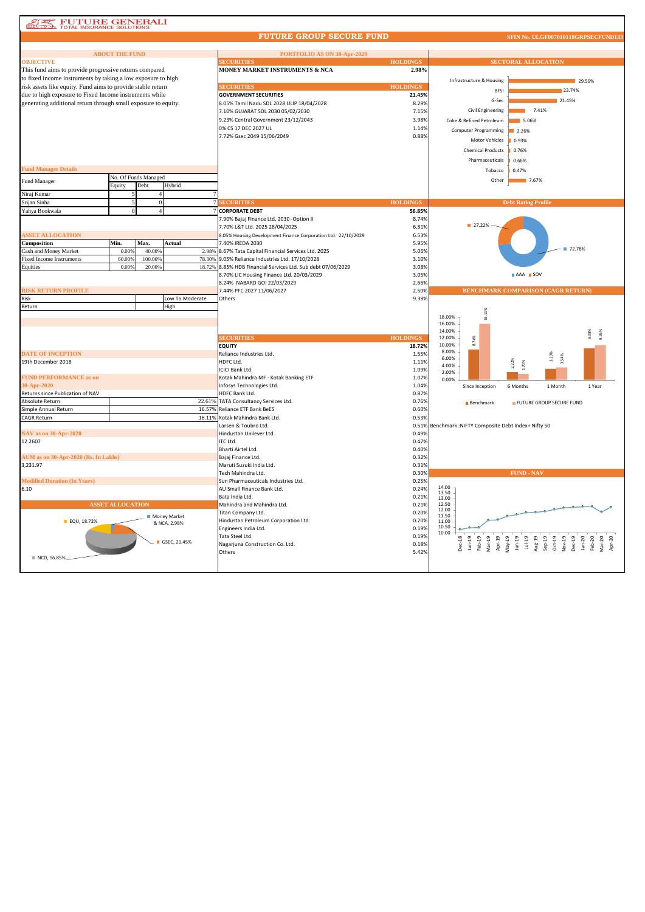# FUTURE GENERALI TOTAL INSURANCE SOLUTIONS

## FUTURE GROUP SECURE FUND

SFIN No. ULGF007010118GRPSECFUND133

### ABOUT THE FUND

**OBJECTIVE**

This fund aims to provide progressive returns compared to fixed income instruments by taking a low exposure to high risk assets like equity. Fund aims to provide stable return due to high exposure to Fixed Income instruments while generating additional return through small exposure to equity.

**Fund Manager Details**

| Fund Manager | No. Of Funds Managed | | |
|---|---|---|---|
| | Equity | Debt | Hybrid |
| Niraj Kumar | 5 | 4 | 7 |
| Srijan Sinha | 5 | 0 | 7 |
| Yahya Bookwala | 0 | 4 | 7 |

**ASSET ALLOCATION**

| Composition | Min. | Max. | Actual |
|---|---|---|---|
| Cash and Money Market | 0.00% | 40.00% | 2.98% |
| Fixed Income Instruments | 60.00% | 100.00% | 78.30% |
| Equities | 0.00% | 20.00% | 18.72% |

**RISK RETURN PROFILE**

| | |
|---|---|
| Risk | Low To Moderate |
| Return | High |

**DATE OF INCEPTION**

19th December 2018

**FUND PERFORMANCE as on 30-Apr-2020**

| Returns since Publication of NAV | |
|---|---|
| Absolute Return | 22.61% |
| Simple Annual Return | 16.57% |
| CAGR Return | 16.11% |

**NAV as on 30-Apr-2020**

12.2607

**AUM as on 30-Apr-2020 (Rs. In Lakhs)**

3,231.97

**Modified Duration (In Years)**

6.10

**ASSET ALLOCATION**

EQU, 18.72%
Money Market & NCA, 2.98%
GSEC, 21.45%
NCD, 56.85%

### PORTFOLIO AS ON 30-Apr-2020

| SECURITIES | HOLDINGS |
|---|---|
| **MONEY MARKET INSTRUMENTS & NCA** | **2.98%** |

| SECURITIES | HOLDINGS |
|---|---|
| **GOVERNMENT SECURITIES** | **21.45%** |
| 8.05% Tamil Nadu SDL 2028 ULIP 18/04/2028 | 8.29% |
| 7.10% GUJARAT SDL 2030 05/02/2030 | 7.15% |
| 9.23% Central Government 23/12/2043 | 3.98% |
| 0% CS 17 DEC 2027 UL | 1.14% |
| 7.72% Gsec 2049 15/06/2049 | 0.88% |

| SECURITIES | HOLDINGS |
|---|---|
| **CORPORATE DEBT** | **56.85%** |
| 7.90% Bajaj Finance Ltd. 2030 -Option II | 8.74% |
| 7.70% L&T Ltd. 2025 28/04/2025 | 6.81% |
| 8.05% Housing Development Finance Corporation Ltd. 22/10/2029 | 6.53% |
| 7.40% IREDA 2030 | 5.95% |
| 8.67% Tata Capital Financial Services Ltd. 2025 | 5.06% |
| 9.05% Reliance Industries Ltd. 17/10/2028 | 3.10% |
| 8.85% HDB Financial Services Ltd. Sub debt 07/06/2029 | 3.08% |
| 8.70% LIC Housing Finance Ltd. 20/03/2029 | 3.05% |
| 8.24% NABARD GOI 22/03/2029 | 2.66% |
| 7.44% PFC 2027 11/06/2027 | 2.50% |
| Others | 9.38% |

| SECURITIES | HOLDINGS |
|---|---|
| **EQUITY** | **18.72%** |
| Reliance Industries Ltd. | 1.55% |
| HDFC Ltd. | 1.11% |
| ICICI Bank Ltd. | 1.09% |
| Kotak Mahindra MF - Kotak Banking ETF | 1.07% |
| Infosys Technologies Ltd. | 1.04% |
| HDFC Bank Ltd. | 0.87% |
| TATA Consultancy Services Ltd. | 0.76% |
| Reliance ETF Bank BeES | 0.60% |
| Kotak Mahindra Bank Ltd. | 0.53% |
| Larsen & Toubro Ltd. | 0.51% |
| Hindustan Unilever Ltd. | 0.49% |
| ITC Ltd. | 0.47% |
| Bharti Airtel Ltd. | 0.40% |
| Bajaj Finance Ltd. | 0.32% |
| Maruti Suzuki India Ltd. | 0.31% |
| Tech Mahindra Ltd. | 0.30% |
| Sun Pharmaceuticals Industries Ltd. | 0.25% |
| AU Small Finance Bank Ltd. | 0.24% |
| Bata India Ltd. | 0.21% |
| Mahindra and Mahindra Ltd. | 0.21% |
| Titan Company Ltd. | 0.20% |
| Hindustan Petroleum Corporation Ltd. | 0.20% |
| Engineers India Ltd. | 0.19% |
| Tata Steel Ltd. | 0.19% |
| Nagarjuna Construction Co. Ltd. | 0.18% |
| Others | 5.42% |

### SECTORAL ALLOCATION

Infrastructure & Housing 29.59%
BFSI 23.74%
G-Sec 21.45%
Civil Engineering 7.41%
Coke & Refined Petroleum 5.06%
Computer Programming 2.26%
Motor Vehicles 0.93%
Chemical Products 0.76%
Pharmaceuticals 0.66%
Tobacco 0.47%
Other 7.67%

### Debt Rating Profile

27.22%
72.78%
AAA SOV

### BENCHMARK COMPARISON (CAGR RETURN)

18.00% 16.00% 14.00% 12.00% 10.00% 8.00% 6.00% 4.00% 2.00% 0.00%

Since Inception: 8.74%, 16.11%
6 Months: 2.22%, 1.70%
1 Month: 3.19%, 3.54%
1 Year: 9.08%, 9.95%

Benchmark FUTURE GROUP SECURE FUND

Benchmark :NIFTY Composite Debt Index+ Nifty 50

### FUND - NAV

14.00 13.50 13.00 12.50 12.00 11.50 11.00 10.50 10.00

Dec-18 Jan-19 Feb-19 Mar-19 Apr-19 May-19 Jun-19 Jul-19 Aug-19 Sep-19 Oct-19 Nov-19 Dec-19 Jan-20 Feb-20 Mar-20 Apr-20